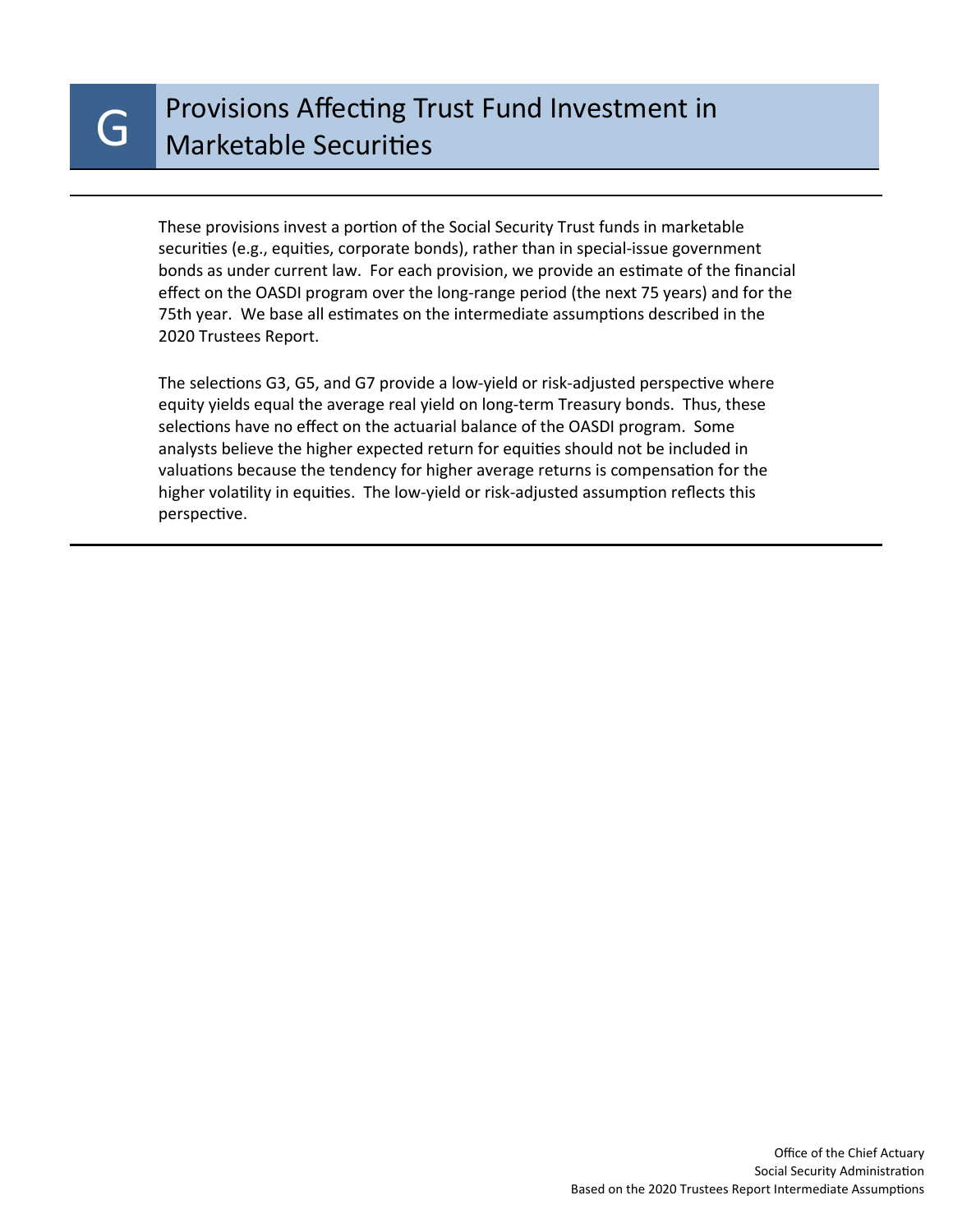# G Provisions Affecting Trust Fund Investment in Marketable Securities

These provisions invest a portion of the Social Security Trust funds in marketable securities (e.g., equities, corporate bonds), rather than in special-issue government bonds as under current law. For each provision, we provide an estimate of the financial effect on the OASDI program over the long-range period (the next 75 years) and for the 75th year. We base all estimates on the intermediate assumptions described in the 2020 Trustees Report.

The selections G3, G5, and G7 provide a low-yield or risk-adjusted perspective where equity yields equal the average real yield on long-term Treasury bonds. Thus, these selections have no effect on the actuarial balance of the OASDI program. Some analysts believe the higher expected return for equities should not be included in valuations because the tendency for higher average returns is compensation for the higher volatility in equities. The low-yield or risk-adjusted assumption reflects this perspective.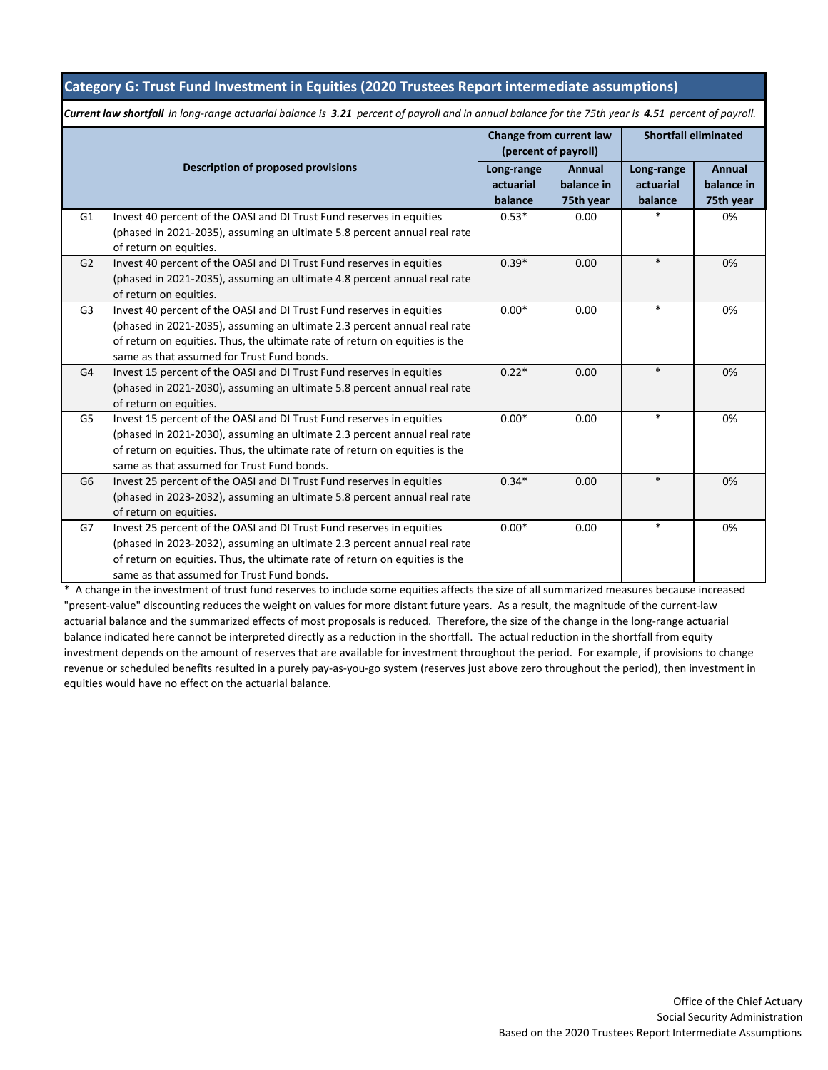## Category G: Trust Fund Investment in Equities (2020 Trustees Report intermediate assumptions)

***Current law shortfall*** *in long-range actuarial balance is* ***3.21*** *percent of payroll and in annual balance for the 75th year is* ***4.51*** *percent of payroll.*

| | Description of proposed provisions | Change from current law (percent of payroll) | | Shortfall eliminated | |
|---|---|---|---|---|---|
| | | Long-range actuarial balance | Annual balance in 75th year | Long-range actuarial balance | Annual balance in 75th year |
| G1 | Invest 40 percent of the OASI and DI Trust Fund reserves in equities (phased in 2021-2035), assuming an ultimate 5.8 percent annual real rate of return on equities. | 0.53* | 0.00 | * | 0% |
| G2 | Invest 40 percent of the OASI and DI Trust Fund reserves in equities (phased in 2021-2035), assuming an ultimate 4.8 percent annual real rate of return on equities. | 0.39* | 0.00 | * | 0% |
| G3 | Invest 40 percent of the OASI and DI Trust Fund reserves in equities (phased in 2021-2035), assuming an ultimate 2.3 percent annual real rate of return on equities. Thus, the ultimate rate of return on equities is the same as that assumed for Trust Fund bonds. | 0.00* | 0.00 | * | 0% |
| G4 | Invest 15 percent of the OASI and DI Trust Fund reserves in equities (phased in 2021-2030), assuming an ultimate 5.8 percent annual real rate of return on equities. | 0.22* | 0.00 | * | 0% |
| G5 | Invest 15 percent of the OASI and DI Trust Fund reserves in equities (phased in 2021-2030), assuming an ultimate 2.3 percent annual real rate of return on equities. Thus, the ultimate rate of return on equities is the same as that assumed for Trust Fund bonds. | 0.00* | 0.00 | * | 0% |
| G6 | Invest 25 percent of the OASI and DI Trust Fund reserves in equities (phased in 2023-2032), assuming an ultimate 5.8 percent annual real rate of return on equities. | 0.34* | 0.00 | * | 0% |
| G7 | Invest 25 percent of the OASI and DI Trust Fund reserves in equities (phased in 2023-2032), assuming an ultimate 2.3 percent annual real rate of return on equities. Thus, the ultimate rate of return on equities is the same as that assumed for Trust Fund bonds. | 0.00* | 0.00 | * | 0% |

\* A change in the investment of trust fund reserves to include some equities affects the size of all summarized measures because increased "present-value" discounting reduces the weight on values for more distant future years. As a result, the magnitude of the current-law actuarial balance and the summarized effects of most proposals is reduced. Therefore, the size of the change in the long-range actuarial balance indicated here cannot be interpreted directly as a reduction in the shortfall. The actual reduction in the shortfall from equity investment depends on the amount of reserves that are available for investment throughout the period. For example, if provisions to change revenue or scheduled benefits resulted in a purely pay-as-you-go system (reserves just above zero throughout the period), then investment in equities would have no effect on the actuarial balance.

Office of the Chief Actuary
Social Security Administration
Based on the 2020 Trustees Report Intermediate Assumptions